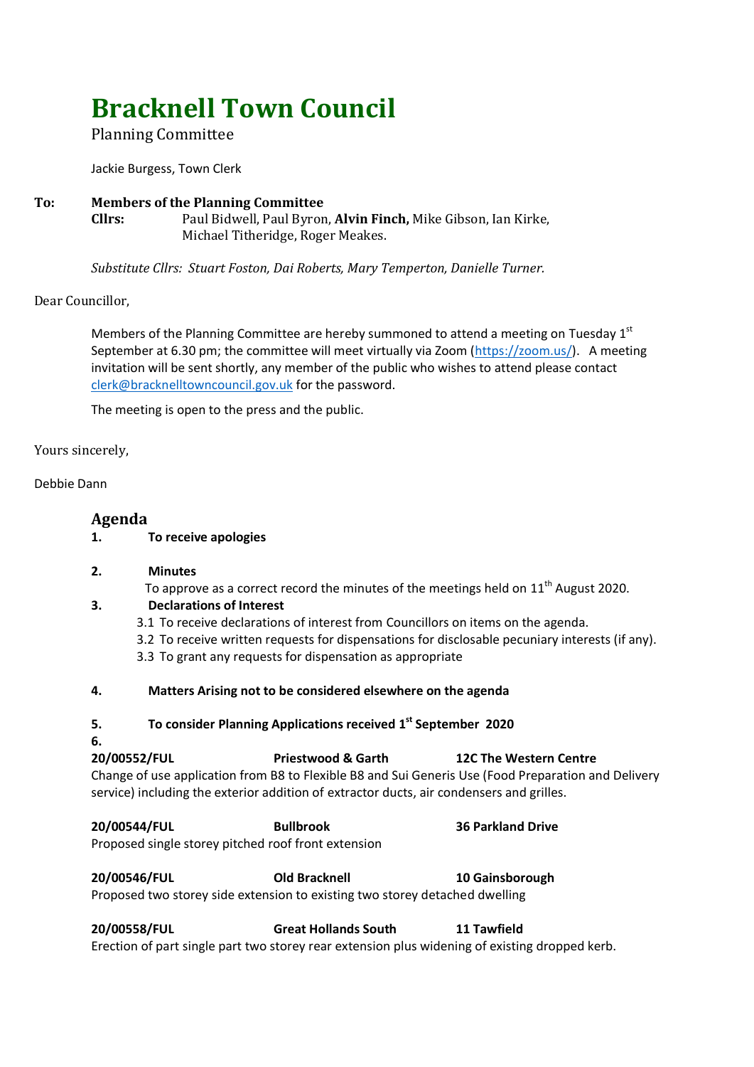# Bracknell Town Council

Planning Committee

Jackie Burgess, Town Clerk

**To: Members of the Planning Committee**

**Cllrs:** Paul Bidwell, Paul Byron, **Alvin Finch,** Mike Gibson, Ian Kirke, Michael Titheridge, Roger Meakes.

*Substitute Cllrs: Stuart Foston, Dai Roberts, Mary Temperton, Danielle Turner.*

Dear Councillor,

Members of the Planning Committee are hereby summoned to attend a meeting on Tuesday 1st September at 6.30 pm; the committee will meet virtually via Zoom (https://zoom.us/). A meeting invitation will be sent shortly, any member of the public who wishes to attend please contact clerk@bracknelltowncouncil.gov.uk for the password.

The meeting is open to the press and the public.

Yours sincerely,

Debbie Dann

## Agenda

**1. To receive apologies**

**2. Minutes**

To approve as a correct record the minutes of the meetings held on 11th August 2020.

**3. Declarations of Interest**

3.1 To receive declarations of interest from Councillors on items on the agenda.

3.2 To receive written requests for dispensations for disclosable pecuniary interests (if any).

3.3 To grant any requests for dispensation as appropriate

**4. Matters Arising not to be considered elsewhere on the agenda**

**5. To consider Planning Applications received 1st September 2020**

**6.**

**20/00552/FUL** **Priestwood & Garth** **12C The Western Centre**

Change of use application from B8 to Flexible B8 and Sui Generis Use (Food Preparation and Delivery service) including the exterior addition of extractor ducts, air condensers and grilles.

**20/00544/FUL** **Bullbrook** **36 Parkland Drive**

Proposed single storey pitched roof front extension

**20/00546/FUL** **Old Bracknell** **10 Gainsborough**

Proposed two storey side extension to existing two storey detached dwelling

**20/00558/FUL** **Great Hollands South** **11 Tawfield**

Erection of part single part two storey rear extension plus widening of existing dropped kerb.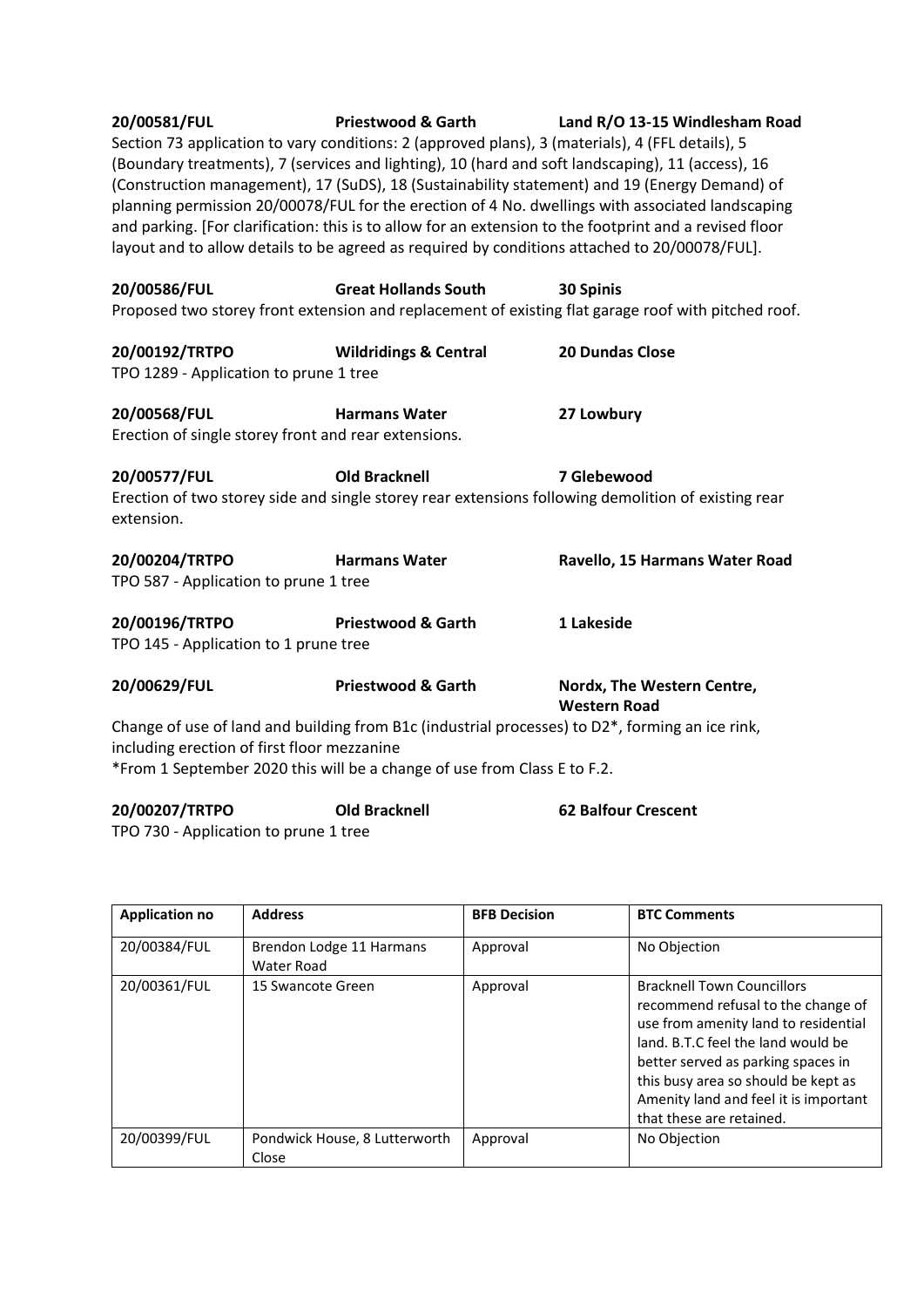**20/00581/FUL** **Priestwood & Garth** **Land R/O 13-15 Windlesham Road**

Section 73 application to vary conditions: 2 (approved plans), 3 (materials), 4 (FFL details), 5 (Boundary treatments), 7 (services and lighting), 10 (hard and soft landscaping), 11 (access), 16 (Construction management), 17 (SuDS), 18 (Sustainability statement) and 19 (Energy Demand) of planning permission 20/00078/FUL for the erection of 4 No. dwellings with associated landscaping and parking. [For clarification: this is to allow for an extension to the footprint and a revised floor layout and to allow details to be agreed as required by conditions attached to 20/00078/FUL].

**20/00586/FUL** **Great Hollands South** **30 Spinis**

Proposed two storey front extension and replacement of existing flat garage roof with pitched roof.

**20/00192/TRTPO** **Wildridings & Central** **20 Dundas Close**

TPO 1289 - Application to prune 1 tree

**20/00568/FUL** **Harmans Water** **27 Lowbury**

Erection of single storey front and rear extensions.

**20/00577/FUL** **Old Bracknell** **7 Glebewood**

Erection of two storey side and single storey rear extensions following demolition of existing rear extension.

**20/00204/TRTPO** **Harmans Water** **Ravello, 15 Harmans Water Road**

TPO 587 - Application to prune 1 tree

**20/00196/TRTPO** **Priestwood & Garth** **1 Lakeside**

TPO 145 - Application to 1 prune tree

**20/00629/FUL** **Priestwood & Garth** **Nordx, The Western Centre, Western Road**

Change of use of land and building from B1c (industrial processes) to D2*, forming an ice rink, including erection of first floor mezzanine

*From 1 September 2020 this will be a change of use from Class E to F.2.

**20/00207/TRTPO** **Old Bracknell** **62 Balfour Crescent**

TPO 730 - Application to prune 1 tree

| Application no | Address | BFB Decision | BTC Comments |
|---|---|---|---|
| 20/00384/FUL | Brendon Lodge 11 Harmans Water Road | Approval | No Objection |
| 20/00361/FUL | 15 Swancote Green | Approval | Bracknell Town Councillors recommend refusal to the change of use from amenity land to residential land. B.T.C feel the land would be better served as parking spaces in this busy area so should be kept as Amenity land and feel it is important that these are retained. |
| 20/00399/FUL | Pondwick House, 8 Lutterworth Close | Approval | No Objection |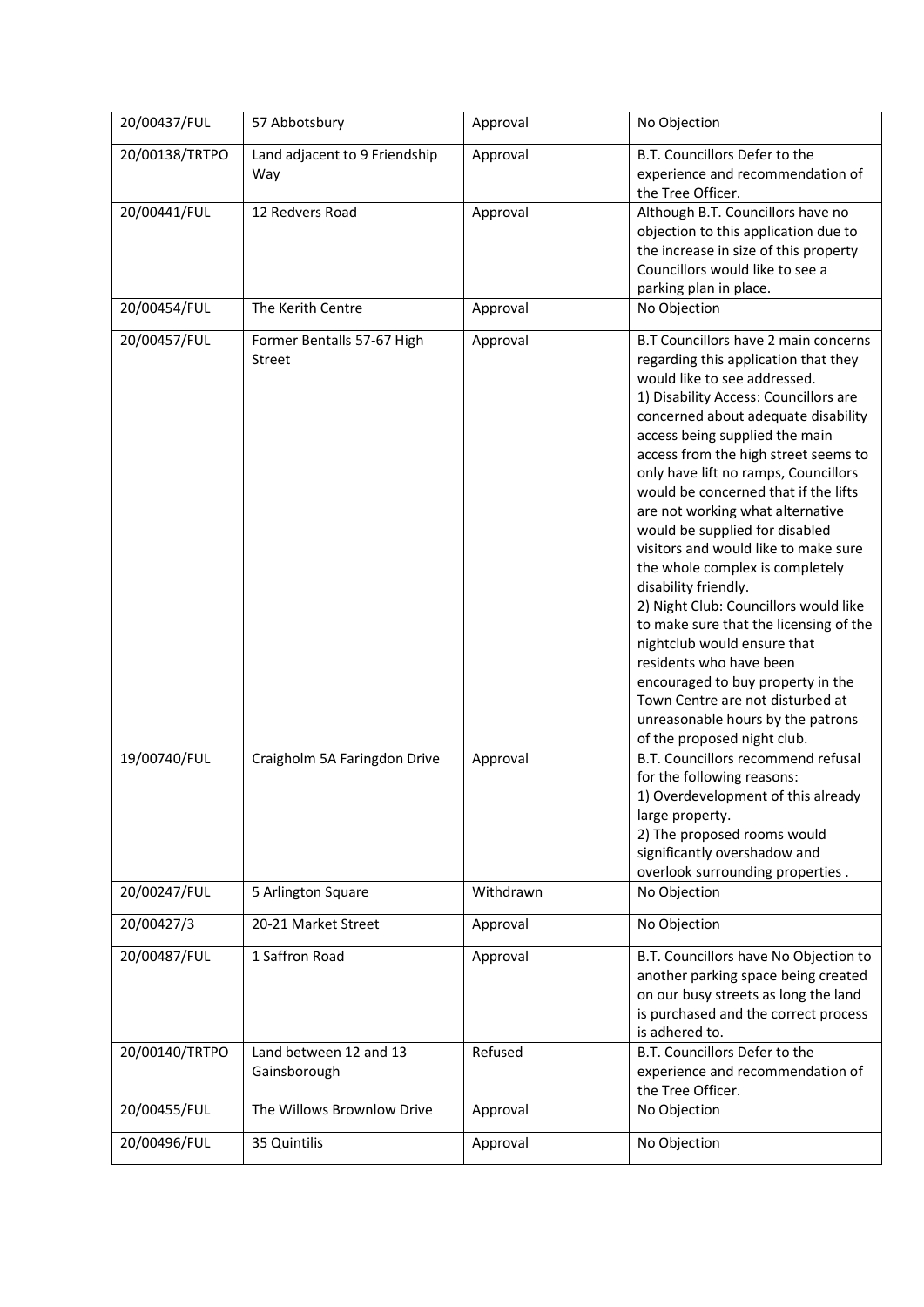| 20/00437/FUL | 57 Abbotsbury | Approval | No Objection |
|---|---|---|---|
| 20/00138/TRTPO | Land adjacent to 9 Friendship Way | Approval | B.T. Councillors Defer to the experience and recommendation of the Tree Officer. |
| 20/00441/FUL | 12 Redvers Road | Approval | Although B.T. Councillors have no objection to this application due to the increase in size of this property Councillors would like to see a parking plan in place. |
| 20/00454/FUL | The Kerith Centre | Approval | No Objection |
| 20/00457/FUL | Former Bentalls 57-67 High Street | Approval | B.T Councillors have 2 main concerns regarding this application that they would like to see addressed.<br>1) Disability Access: Councillors are concerned about adequate disability access being supplied the main access from the high street seems to only have lift no ramps, Councillors would be concerned that if the lifts are not working what alternative would be supplied for disabled visitors and would like to make sure the whole complex is completely disability friendly.<br>2) Night Club: Councillors would like to make sure that the licensing of the nightclub would ensure that residents who have been encouraged to buy property in the Town Centre are not disturbed at unreasonable hours by the patrons of the proposed night club. |
| 19/00740/FUL | Craigholm 5A Faringdon Drive | Approval | B.T. Councillors recommend refusal for the following reasons:<br>1) Overdevelopment of this already large property.<br>2) The proposed rooms would significantly overshadow and overlook surrounding properties . |
| 20/00247/FUL | 5 Arlington Square | Withdrawn | No Objection |
| 20/00427/3 | 20-21 Market Street | Approval | No Objection |
| 20/00487/FUL | 1 Saffron Road | Approval | B.T. Councillors have No Objection to another parking space being created on our busy streets as long the land is purchased and the correct process is adhered to. |
| 20/00140/TRTPO | Land between 12 and 13 Gainsborough | Refused | B.T. Councillors Defer to the experience and recommendation of the Tree Officer. |
| 20/00455/FUL | The Willows Brownlow Drive | Approval | No Objection |
| 20/00496/FUL | 35 Quintilis | Approval | No Objection |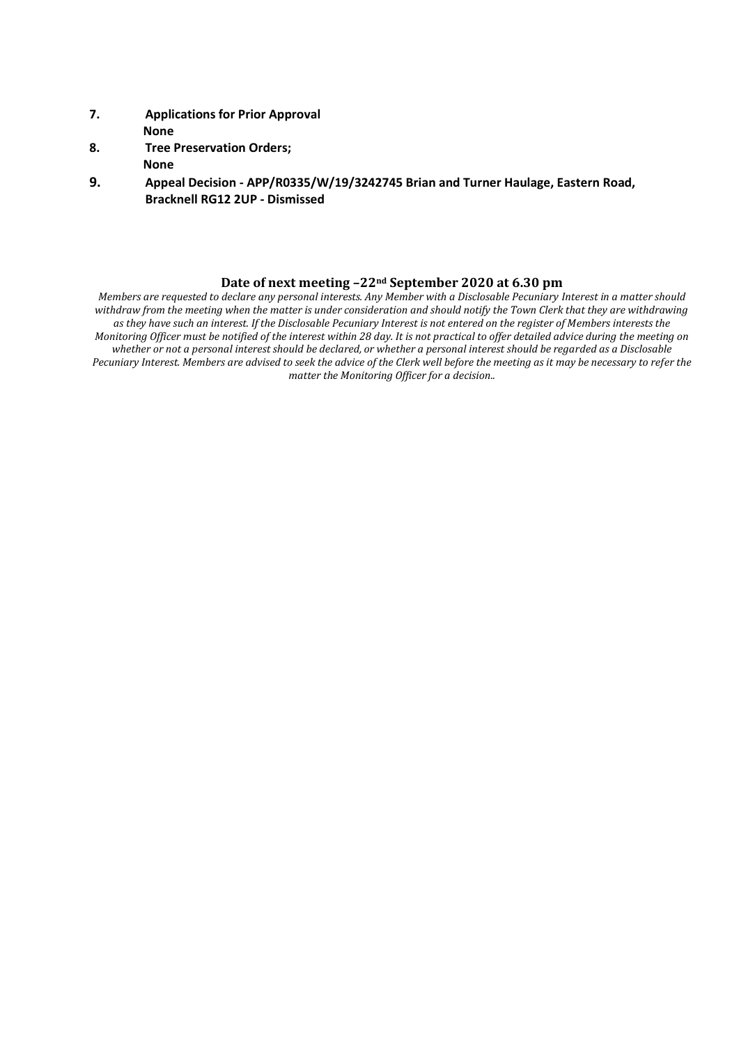**7. Applications for Prior Approval**

**None**

**8. Tree Preservation Orders;**

**None**

**9. Appeal Decision - APP/R0335/W/19/3242745 Brian and Turner Haulage, Eastern Road, Bracknell RG12 2UP - Dismissed**

**Date of next meeting –22nd September 2020 at 6.30 pm**

*Members are requested to declare any personal interests. Any Member with a Disclosable Pecuniary Interest in a matter should withdraw from the meeting when the matter is under consideration and should notify the Town Clerk that they are withdrawing as they have such an interest. If the Disclosable Pecuniary Interest is not entered on the register of Members interests the Monitoring Officer must be notified of the interest within 28 day. It is not practical to offer detailed advice during the meeting on whether or not a personal interest should be declared, or whether a personal interest should be regarded as a Disclosable Pecuniary Interest. Members are advised to seek the advice of the Clerk well before the meeting as it may be necessary to refer the matter the Monitoring Officer for a decision..*